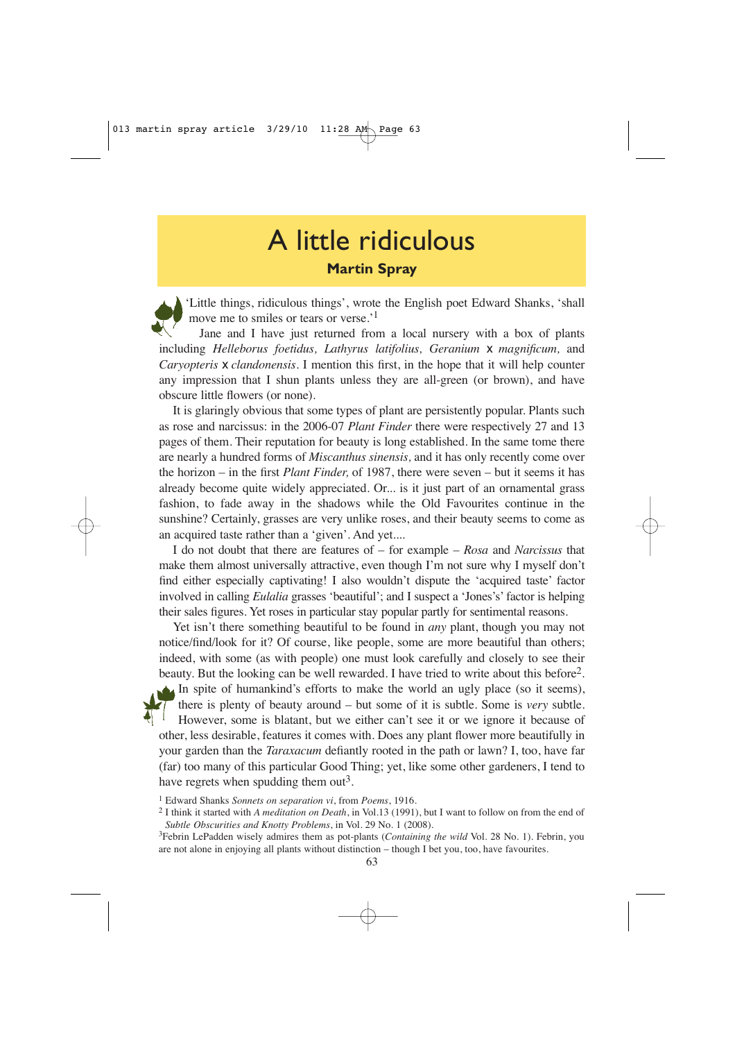# A little ridiculous

**Martin Spray**

'Little things, ridiculous things', wrote the English poet Edward Shanks, 'shall move me to smiles or tears or verse.'[1]

Jane and I have just returned from a local nursery with a box of plants including *Helleborus foetidus, Lathyrus latifolius, Geranium* x *magnificum,* and *Caryopteris* x *clandonensis*. I mention this first, in the hope that it will help counter any impression that I shun plants unless they are all-green (or brown), and have obscure little flowers (or none).

It is glaringly obvious that some types of plant are persistently popular. Plants such as rose and narcissus: in the 2006-07 *Plant Finder* there were respectively 27 and 13 pages of them. Their reputation for beauty is long established. In the same tome there are nearly a hundred forms of *Miscanthus sinensis,* and it has only recently come over the horizon – in the first *Plant Finder,* of 1987, there were seven – but it seems it has already become quite widely appreciated. Or... is it just part of an ornamental grass fashion, to fade away in the shadows while the Old Favourites continue in the sunshine? Certainly, grasses are very unlike roses, and their beauty seems to come as an acquired taste rather than a 'given'. And yet....

I do not doubt that there are features of – for example – *Rosa* and *Narcissus* that make them almost universally attractive, even though I'm not sure why I myself don't find either especially captivating! I also wouldn't dispute the 'acquired taste' factor involved in calling *Eulalia* grasses 'beautiful'; and I suspect a 'Jones's' factor is helping their sales figures. Yet roses in particular stay popular partly for sentimental reasons.

Yet isn't there something beautiful to be found in *any* plant, though you may not notice/find/look for it? Of course, like people, some are more beautiful than others; indeed, with some (as with people) one must look carefully and closely to see their beauty. But the looking can be well rewarded. I have tried to write about this before[2]. In spite of humankind's efforts to make the world an ugly place (so it seems), there is plenty of beauty around – but some of it is subtle. Some is *very* subtle. However, some is blatant, but we either can't see it or we ignore it because of other, less desirable, features it comes with. Does any plant flower more beautifully in your garden than the *Taraxacum* defiantly rooted in the path or lawn? I, too, have far (far) too many of this particular Good Thing; yet, like some other gardeners, I tend to have regrets when spudding them out[3].

[1] Edward Shanks *Sonnets on separation vi*, from *Poems*, 1916.

[2] I think it started with *A meditation on Death*, in Vol.13 (1991), but I want to follow on from the end of *Subtle Obscurities and Knotty Problems*, in Vol. 29 No. 1 (2008).

[3] Febrin LePadden wisely admires them as pot-plants (*Containing the wild* Vol. 28 No. 1). Febrin, you are not alone in enjoying all plants without distinction – though I bet you, too, have favourites.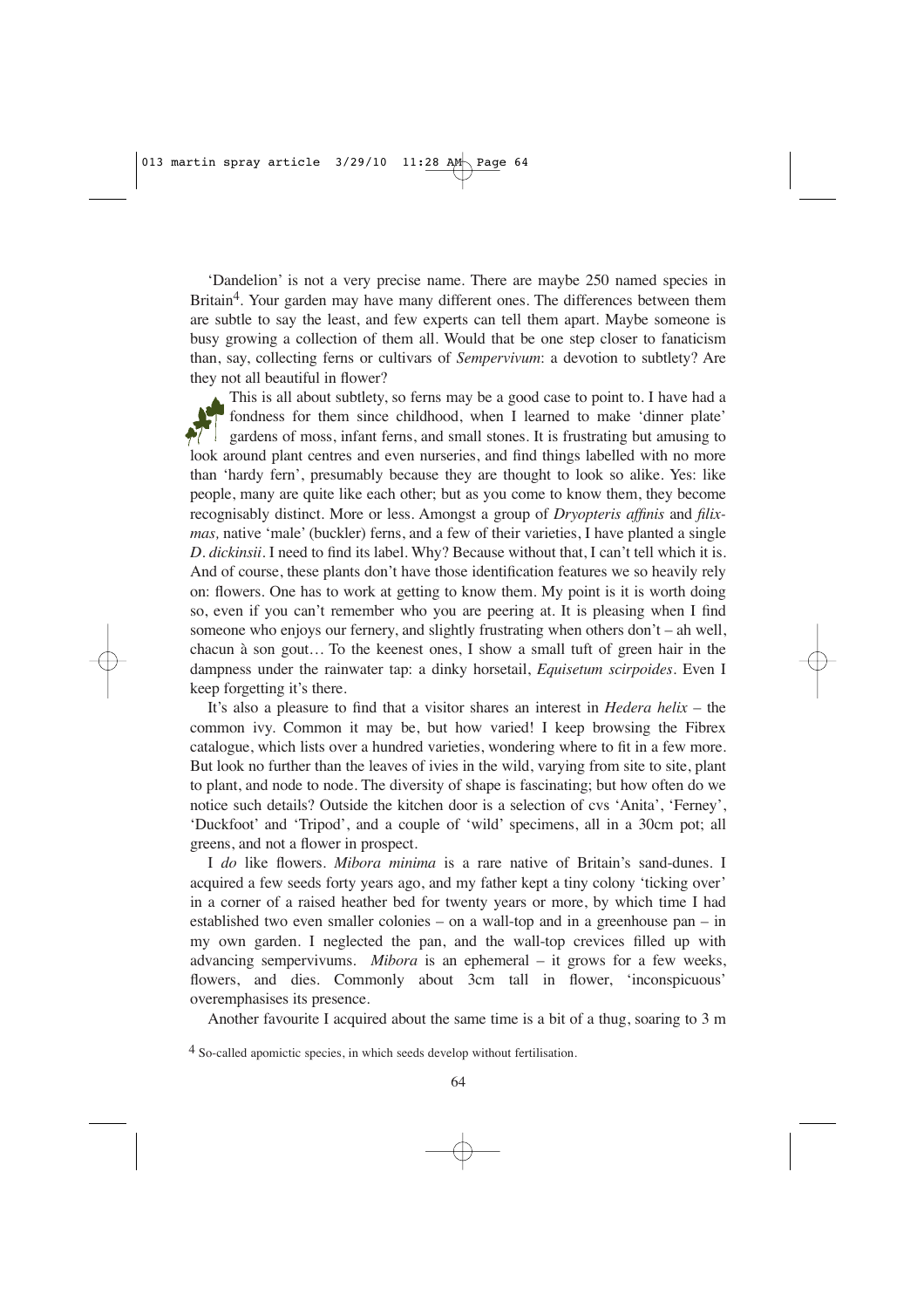'Dandelion' is not a very precise name. There are maybe 250 named species in Britain[4]. Your garden may have many different ones. The differences between them are subtle to say the least, and few experts can tell them apart. Maybe someone is busy growing a collection of them all. Would that be one step closer to fanaticism than, say, collecting ferns or cultivars of *Sempervivum*: a devotion to subtlety? Are they not all beautiful in flower?

This is all about subtlety, so ferns may be a good case to point to. I have had a fondness for them since childhood, when I learned to make 'dinner plate' gardens of moss, infant ferns, and small stones. It is frustrating but amusing to look around plant centres and even nurseries, and find things labelled with no more than 'hardy fern', presumably because they are thought to look so alike. Yes: like people, many are quite like each other; but as you come to know them, they become recognisably distinct. More or less. Amongst a group of *Dryopteris affinis* and *filix-mas,* native 'male' (buckler) ferns, and a few of their varieties, I have planted a single *D. dickinsii*. I need to find its label. Why? Because without that, I can't tell which it is. And of course, these plants don't have those identification features we so heavily rely on: flowers. One has to work at getting to know them. My point is it is worth doing so, even if you can't remember who you are peering at. It is pleasing when I find someone who enjoys our fernery, and slightly frustrating when others don't – ah well, chacun à son gout… To the keenest ones, I show a small tuft of green hair in the dampness under the rainwater tap: a dinky horsetail, *Equisetum scirpoides*. Even I keep forgetting it's there.

It's also a pleasure to find that a visitor shares an interest in *Hedera helix* – the common ivy. Common it may be, but how varied! I keep browsing the Fibrex catalogue, which lists over a hundred varieties, wondering where to fit in a few more. But look no further than the leaves of ivies in the wild, varying from site to site, plant to plant, and node to node. The diversity of shape is fascinating; but how often do we notice such details? Outside the kitchen door is a selection of cvs 'Anita', 'Ferney', 'Duckfoot' and 'Tripod', and a couple of 'wild' specimens, all in a 30cm pot; all greens, and not a flower in prospect.

I *do* like flowers. *Mibora minima* is a rare native of Britain's sand-dunes. I acquired a few seeds forty years ago, and my father kept a tiny colony 'ticking over' in a corner of a raised heather bed for twenty years or more, by which time I had established two even smaller colonies – on a wall-top and in a greenhouse pan – in my own garden. I neglected the pan, and the wall-top crevices filled up with advancing sempervivums. *Mibora* is an ephemeral – it grows for a few weeks, flowers, and dies. Commonly about 3cm tall in flower, 'inconspicuous' overemphasises its presence.

Another favourite I acquired about the same time is a bit of a thug, soaring to 3 m

[4] So-called apomictic species, in which seeds develop without fertilisation.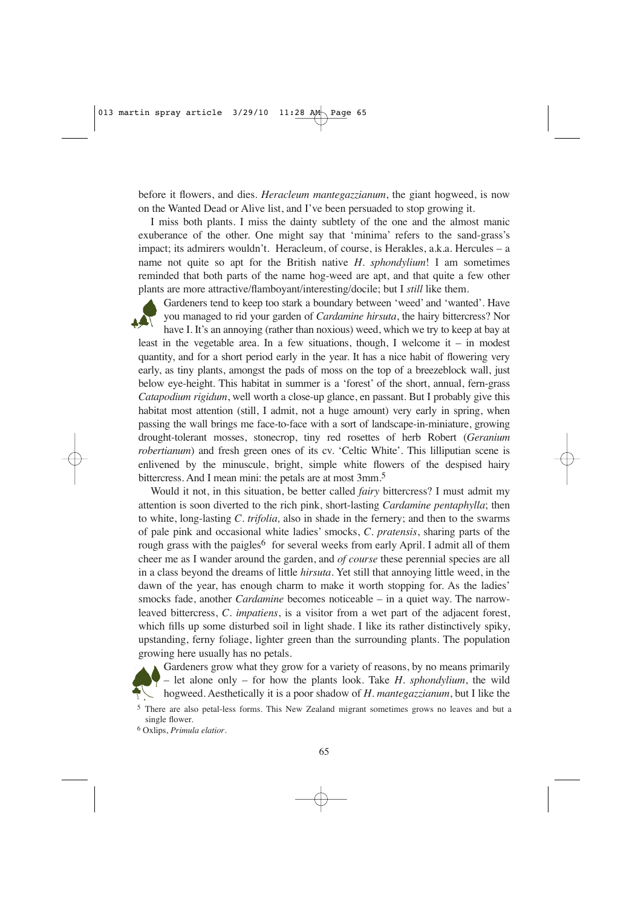before it flowers, and dies. *Heracleum mantegazzianum*, the giant hogweed, is now on the Wanted Dead or Alive list, and I've been persuaded to stop growing it.

I miss both plants. I miss the dainty subtlety of the one and the almost manic exuberance of the other. One might say that 'minima' refers to the sand-grass's impact; its admirers wouldn't. Heracleum, of course, is Herakles, a.k.a. Hercules – a name not quite so apt for the British native *H. sphondylium*! I am sometimes reminded that both parts of the name hog-weed are apt, and that quite a few other plants are more attractive/flamboyant/interesting/docile; but I *still* like them.

Gardeners tend to keep too stark a boundary between 'weed' and 'wanted'. Have you managed to rid your garden of *Cardamine hirsuta*, the hairy bittercress? Nor have I. It's an annoying (rather than noxious) weed, which we try to keep at bay at least in the vegetable area. In a few situations, though, I welcome it – in modest quantity, and for a short period early in the year. It has a nice habit of flowering very early, as tiny plants, amongst the pads of moss on the top of a breezeblock wall, just below eye-height. This habitat in summer is a 'forest' of the short, annual, fern-grass *Catapodium rigidum*, well worth a close-up glance, en passant. But I probably give this habitat most attention (still, I admit, not a huge amount) very early in spring, when passing the wall brings me face-to-face with a sort of landscape-in-miniature, growing drought-tolerant mosses, stonecrop, tiny red rosettes of herb Robert (*Geranium robertianum*) and fresh green ones of its cv. 'Celtic White'. This lilliputian scene is enlivened by the minuscule, bright, simple white flowers of the despised hairy bittercress. And I mean mini: the petals are at most 3mm.[5]

Would it not, in this situation, be better called *fairy* bittercress? I must admit my attention is soon diverted to the rich pink, short-lasting *Cardamine pentaphylla*; then to white, long-lasting *C. trifolia,* also in shade in the fernery; and then to the swarms of pale pink and occasional white ladies' smocks, *C. pratensis*, sharing parts of the rough grass with the paigles[6] for several weeks from early April. I admit all of them cheer me as I wander around the garden, and *of course* these perennial species are all in a class beyond the dreams of little *hirsuta*. Yet still that annoying little weed, in the dawn of the year, has enough charm to make it worth stopping for. As the ladies' smocks fade, another *Cardamine* becomes noticeable – in a quiet way. The narrow-leaved bittercress, *C. impatiens*, is a visitor from a wet part of the adjacent forest, which fills up some disturbed soil in light shade. I like its rather distinctively spiky, upstanding, ferny foliage, lighter green than the surrounding plants. The population growing here usually has no petals.

Gardeners grow what they grow for a variety of reasons, by no means primarily – let alone only – for how the plants look. Take *H. sphondylium*, the wild hogweed. Aesthetically it is a poor shadow of *H. mantegazzianum*, but I like the

[5] There are also petal-less forms. This New Zealand migrant sometimes grows no leaves and but a single flower.

[6] Oxlips, *Primula elatior*.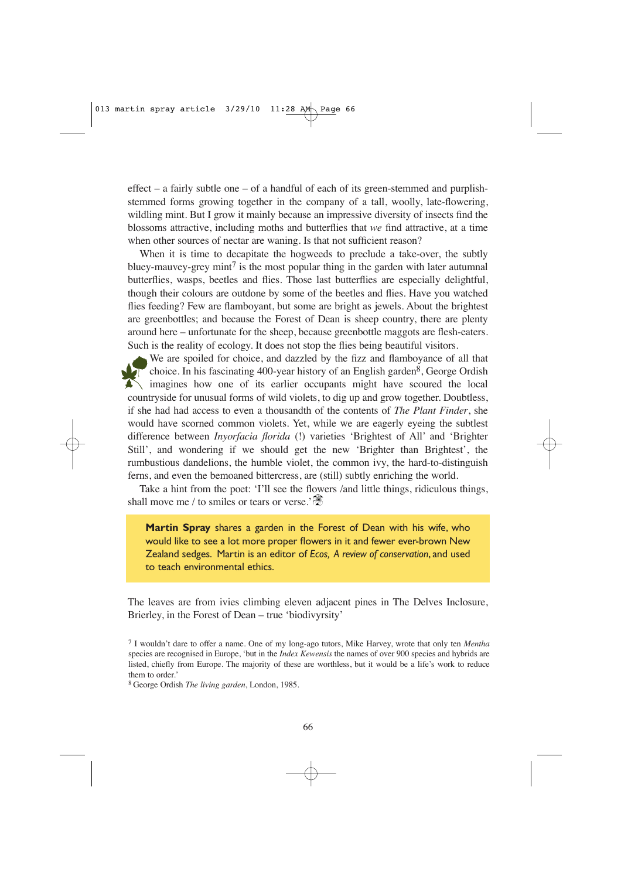effect – a fairly subtle one – of a handful of each of its green-stemmed and purplish-stemmed forms growing together in the company of a tall, woolly, late-flowering, wildling mint. But I grow it mainly because an impressive diversity of insects find the blossoms attractive, including moths and butterflies that *we* find attractive, at a time when other sources of nectar are waning. Is that not sufficient reason?

When it is time to decapitate the hogweeds to preclude a take-over, the subtly bluey-mauvey-grey mint[7] is the most popular thing in the garden with later autumnal butterflies, wasps, beetles and flies. Those last butterflies are especially delightful, though their colours are outdone by some of the beetles and flies. Have you watched flies feeding? Few are flamboyant, but some are bright as jewels. About the brightest are greenbottles; and because the Forest of Dean is sheep country, there are plenty around here – unfortunate for the sheep, because greenbottle maggots are flesh-eaters. Such is the reality of ecology. It does not stop the flies being beautiful visitors.

We are spoiled for choice, and dazzled by the fizz and flamboyance of all that choice. In his fascinating 400-year history of an English garden[8], George Ordish imagines how one of its earlier occupants might have scoured the local countryside for unusual forms of wild violets, to dig up and grow together. Doubtless, if she had had access to even a thousandth of the contents of *The Plant Finder*, she would have scorned common violets. Yet, while we are eagerly eyeing the subtlest difference between *Inyorfacia florida* (!) varieties 'Brightest of All' and 'Brighter Still', and wondering if we should get the new 'Brighter than Brightest', the rumbustious dandelions, the humble violet, the common ivy, the hard-to-distinguish ferns, and even the bemoaned bittercress, are (still) subtly enriching the world.

Take a hint from the poet: 'I'll see the flowers /and little things, ridiculous things, shall move me / to smiles or tears or verse.'

**Martin Spray** shares a garden in the Forest of Dean with his wife, who would like to see a lot more proper flowers in it and fewer ever-brown New Zealand sedges. Martin is an editor of *Ecos, A review of conservation*, and used to teach environmental ethics.

The leaves are from ivies climbing eleven adjacent pines in The Delves Inclosure, Brierley, in the Forest of Dean – true 'biodivyrsity'

[7] I wouldn't dare to offer a name. One of my long-ago tutors, Mike Harvey, wrote that only ten *Mentha* species are recognised in Europe, 'but in the *Index Kewensis* the names of over 900 species and hybrids are listed, chiefly from Europe. The majority of these are worthless, but it would be a life's work to reduce them to order.'

[8] George Ordish *The living garden*, London, 1985.